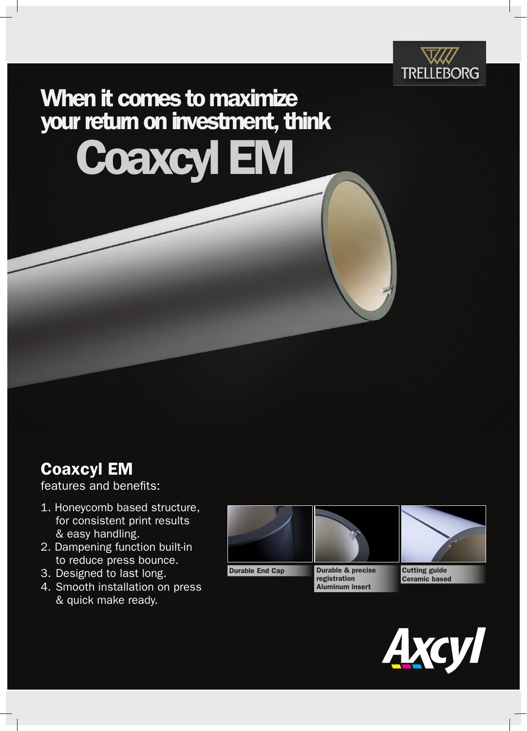TRELLEBORG

# When it comes to maximize your return on investment, think Coaxcyl EM

## Coaxcyl EM

features and benefits:

1. Honeycomb based structure, for consistent print results & easy handling.
2. Dampening function built-in to reduce press bounce.
3. Designed to last long.
4. Smooth installation on press & quick make ready.

**Durable End Cap**

**Durable & precise registration Aluminum insert**

**Cutting guide Ceramic based**

Axcyl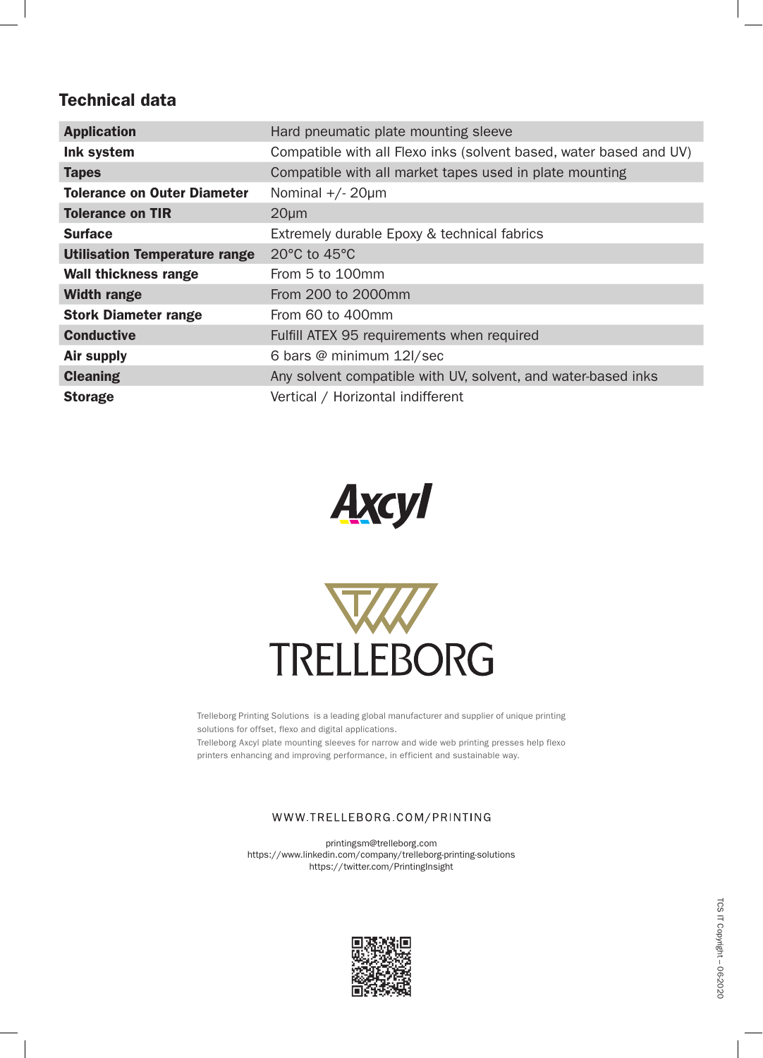## Technical data

| | |
|---|---|
| **Application** | Hard pneumatic plate mounting sleeve |
| **Ink system** | Compatible with all Flexo inks (solvent based, water based and UV) |
| **Tapes** | Compatible with all market tapes used in plate mounting |
| **Tolerance on Outer Diameter** | Nominal +/- 20µm |
| **Tolerance on TIR** | 20µm |
| **Surface** | Extremely durable Epoxy & technical fabrics |
| **Utilisation Temperature range** | 20°C to 45°C |
| **Wall thickness range** | From 5 to 100mm |
| **Width range** | From 200 to 2000mm |
| **Stork Diameter range** | From 60 to 400mm |
| **Conductive** | Fulfill ATEX 95 requirements when required |
| **Air supply** | 6 bars @ minimum 12l/sec |
| **Cleaning** | Any solvent compatible with UV, solvent, and water-based inks |
| **Storage** | Vertical / Horizontal indifferent |

Axcyl

TRELLEBORG

Trelleborg Printing Solutions is a leading global manufacturer and supplier of unique printing solutions for offset, flexo and digital applications.
Trelleborg Axcyl plate mounting sleeves for narrow and wide web printing presses help flexo printers enhancing and improving performance, in efficient and sustainable way.

WWW.TRELLEBORG.COM/PRINTING

printingsm@trelleborg.com
https://www.linkedin.com/company/trelleborg-printing-solutions
https://twitter.com/PrintingInsight

TCS IT Copyright – 06-2020